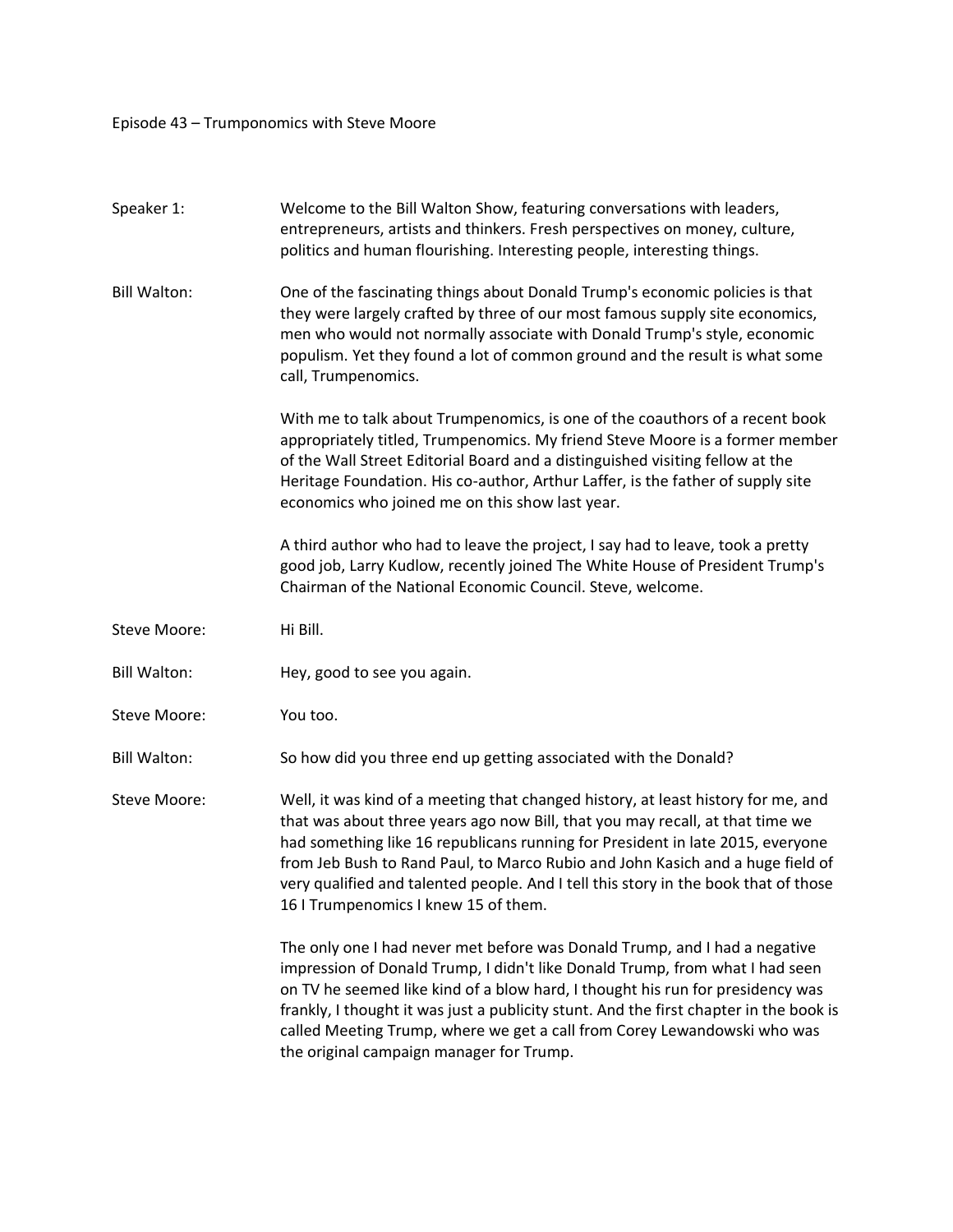Episode 43 – Trumponomics with Steve Moore

Speaker 1: Welcome to the Bill Walton Show, featuring conversations with leaders, entrepreneurs, artists and thinkers. Fresh perspectives on money, culture, politics and human flourishing. Interesting people, interesting things.

Bill Walton: One of the fascinating things about Donald Trump's economic policies is that they were largely crafted by three of our most famous supply site economics, men who would not normally associate with Donald Trump's style, economic populism. Yet they found a lot of common ground and the result is what some call, Trumpenomics.

With me to talk about Trumpenomics, is one of the coauthors of a recent book appropriately titled, Trumpenomics. My friend Steve Moore is a former member of the Wall Street Editorial Board and a distinguished visiting fellow at the Heritage Foundation. His co-author, Arthur Laffer, is the father of supply site economics who joined me on this show last year.

A third author who had to leave the project, I say had to leave, took a pretty good job, Larry Kudlow, recently joined The White House of President Trump's Chairman of the National Economic Council. Steve, welcome.

Steve Moore: Hi Bill.

Bill Walton: Hey, good to see you again.

Steve Moore: You too.

Bill Walton: So how did you three end up getting associated with the Donald?

Steve Moore: Well, it was kind of a meeting that changed history, at least history for me, and that was about three years ago now Bill, that you may recall, at that time we had something like 16 republicans running for President in late 2015, everyone from Jeb Bush to Rand Paul, to Marco Rubio and John Kasich and a huge field of very qualified and talented people. And I tell this story in the book that of those 16 I Trumpenomics I knew 15 of them.

The only one I had never met before was Donald Trump, and I had a negative impression of Donald Trump, I didn't like Donald Trump, from what I had seen on TV he seemed like kind of a blow hard, I thought his run for presidency was frankly, I thought it was just a publicity stunt. And the first chapter in the book is called Meeting Trump, where we get a call from Corey Lewandowski who was the original campaign manager for Trump.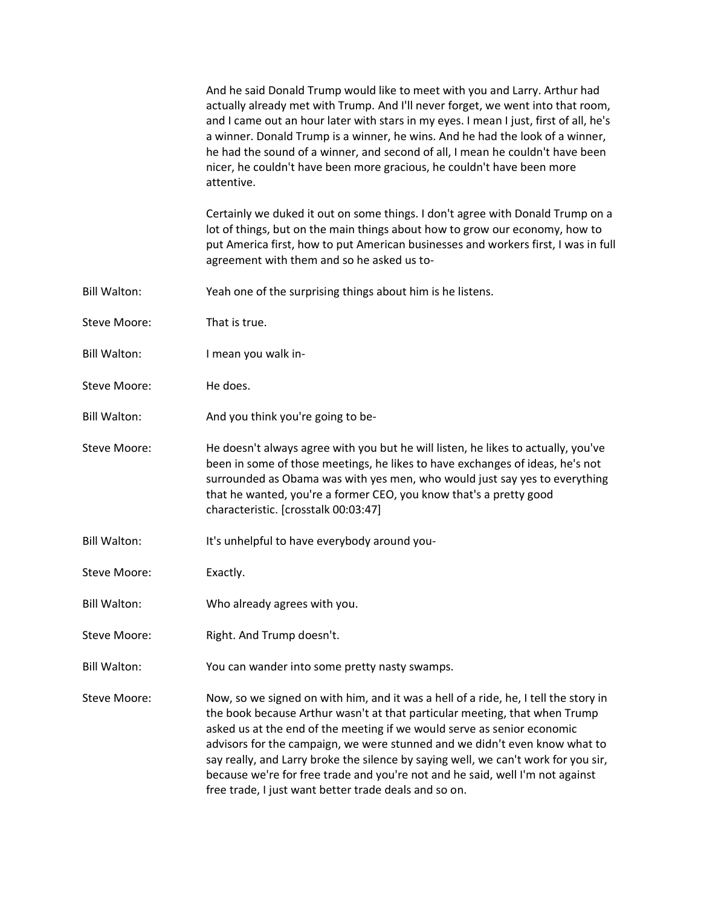And he said Donald Trump would like to meet with you and Larry. Arthur had actually already met with Trump. And I'll never forget, we went into that room, and I came out an hour later with stars in my eyes. I mean I just, first of all, he's a winner. Donald Trump is a winner, he wins. And he had the look of a winner, he had the sound of a winner, and second of all, I mean he couldn't have been nicer, he couldn't have been more gracious, he couldn't have been more attentive.

Certainly we duked it out on some things. I don't agree with Donald Trump on a lot of things, but on the main things about how to grow our economy, how to put America first, how to put American businesses and workers first, I was in full agreement with them and so he asked us to-

**Bill Walton:** Yeah one of the surprising things about him is he listens.

**Steve Moore:** That is true.

**Bill Walton:** I mean you walk in-

**Steve Moore:** He does.

**Bill Walton:** And you think you're going to be-

**Steve Moore:** He doesn't always agree with you but he will listen, he likes to actually, you've been in some of those meetings, he likes to have exchanges of ideas, he's not surrounded as Obama was with yes men, who would just say yes to everything that he wanted, you're a former CEO, you know that's a pretty good characteristic. [crosstalk 00:03:47]

**Bill Walton:** It's unhelpful to have everybody around you-

**Steve Moore:** Exactly.

**Bill Walton:** Who already agrees with you.

**Steve Moore:** Right. And Trump doesn't.

**Bill Walton:** You can wander into some pretty nasty swamps.

**Steve Moore:** Now, so we signed on with him, and it was a hell of a ride, he, I tell the story in the book because Arthur wasn't at that particular meeting, that when Trump asked us at the end of the meeting if we would serve as senior economic advisors for the campaign, we were stunned and we didn't even know what to say really, and Larry broke the silence by saying well, we can't work for you sir, because we're for free trade and you're not and he said, well I'm not against free trade, I just want better trade deals and so on.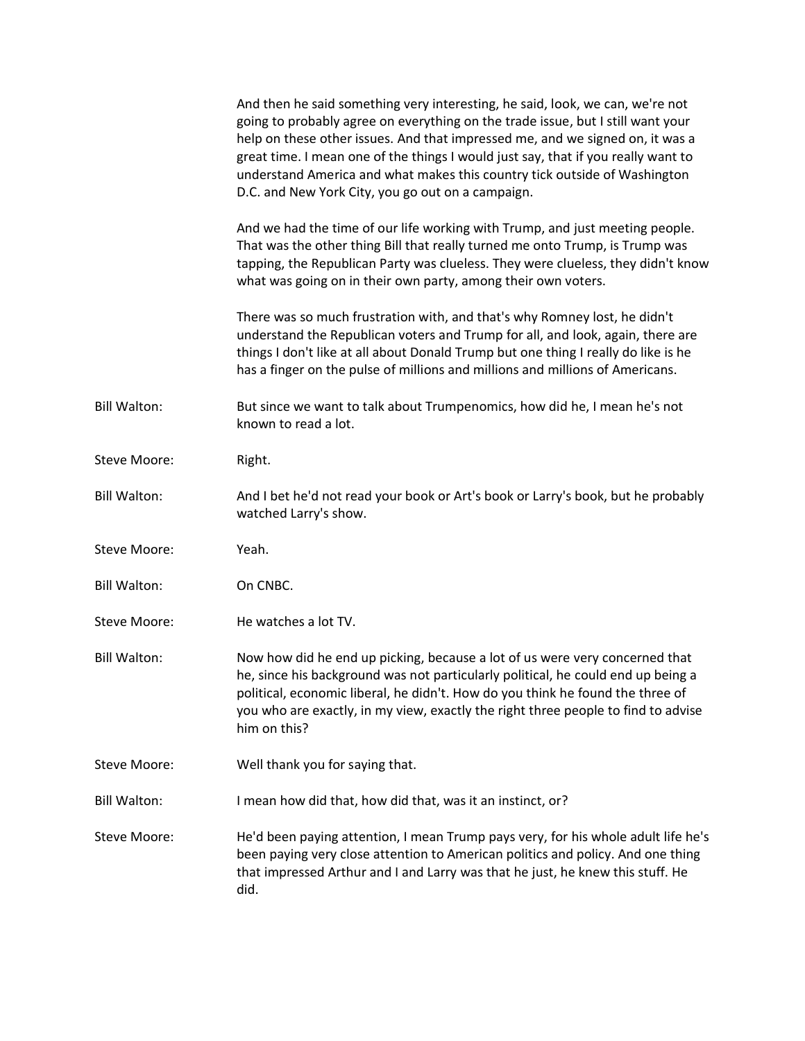And then he said something very interesting, he said, look, we can, we're not going to probably agree on everything on the trade issue, but I still want your help on these other issues. And that impressed me, and we signed on, it was a great time. I mean one of the things I would just say, that if you really want to understand America and what makes this country tick outside of Washington D.C. and New York City, you go out on a campaign.

And we had the time of our life working with Trump, and just meeting people. That was the other thing Bill that really turned me onto Trump, is Trump was tapping, the Republican Party was clueless. They were clueless, they didn't know what was going on in their own party, among their own voters.

There was so much frustration with, and that's why Romney lost, he didn't understand the Republican voters and Trump for all, and look, again, there are things I don't like at all about Donald Trump but one thing I really do like is he has a finger on the pulse of millions and millions and millions of Americans.

**Bill Walton:** But since we want to talk about Trumpenomics, how did he, I mean he's not known to read a lot.

**Steve Moore:** Right.

**Bill Walton:** And I bet he'd not read your book or Art's book or Larry's book, but he probably watched Larry's show.

**Steve Moore:** Yeah.

**Bill Walton:** On CNBC.

**Steve Moore:** He watches a lot TV.

**Bill Walton:** Now how did he end up picking, because a lot of us were very concerned that he, since his background was not particularly political, he could end up being a political, economic liberal, he didn't. How do you think he found the three of you who are exactly, in my view, exactly the right three people to find to advise him on this?

**Steve Moore:** Well thank you for saying that.

**Bill Walton:** I mean how did that, how did that, was it an instinct, or?

**Steve Moore:** He'd been paying attention, I mean Trump pays very, for his whole adult life he's been paying very close attention to American politics and policy. And one thing that impressed Arthur and I and Larry was that he just, he knew this stuff. He did.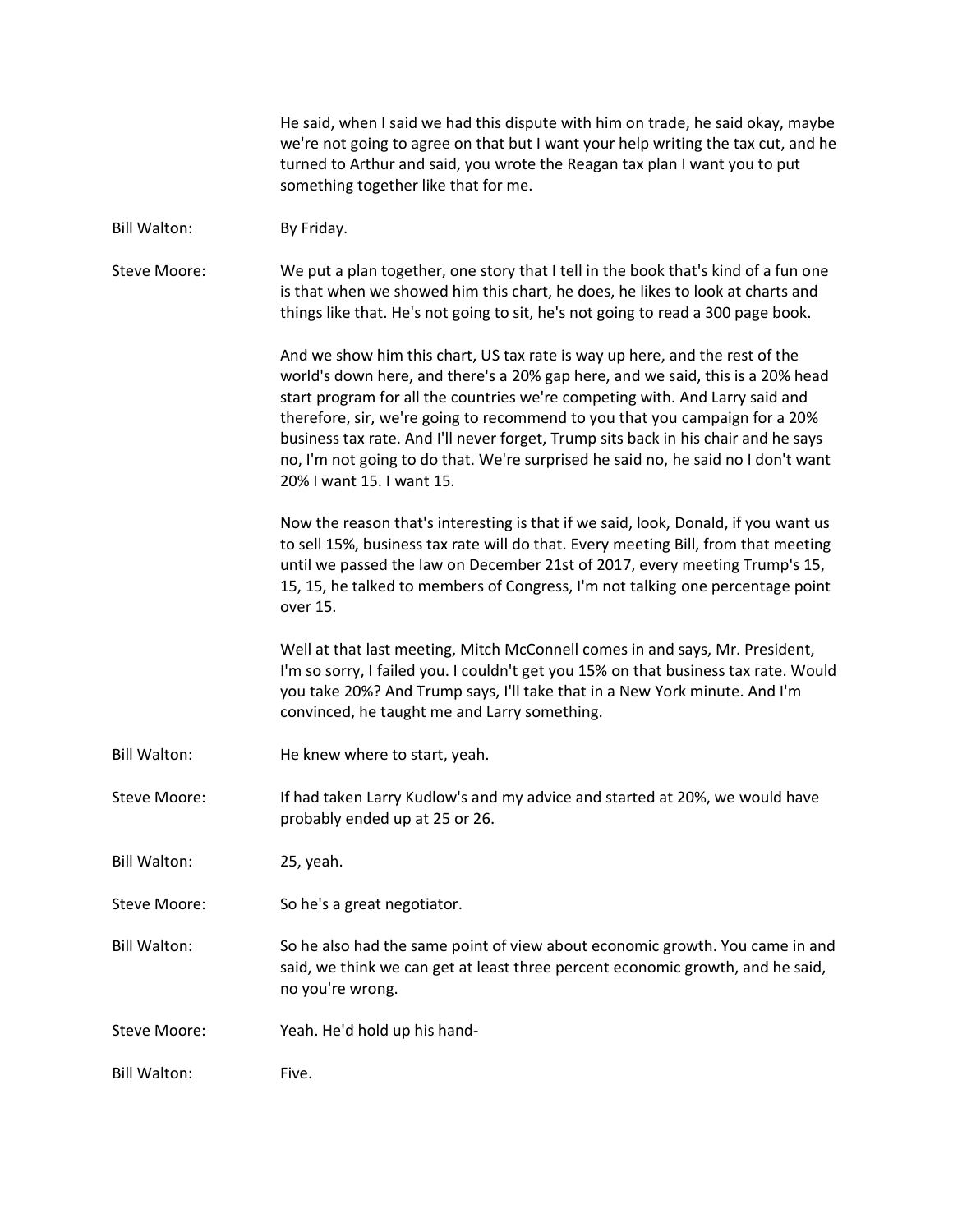He said, when I said we had this dispute with him on trade, he said okay, maybe we're not going to agree on that but I want your help writing the tax cut, and he turned to Arthur and said, you wrote the Reagan tax plan I want you to put something together like that for me.

Bill Walton: By Friday.

Steve Moore: We put a plan together, one story that I tell in the book that's kind of a fun one is that when we showed him this chart, he does, he likes to look at charts and things like that. He's not going to sit, he's not going to read a 300 page book.

And we show him this chart, US tax rate is way up here, and the rest of the world's down here, and there's a 20% gap here, and we said, this is a 20% head start program for all the countries we're competing with. And Larry said and therefore, sir, we're going to recommend to you that you campaign for a 20% business tax rate. And I'll never forget, Trump sits back in his chair and he says no, I'm not going to do that. We're surprised he said no, he said no I don't want 20% I want 15. I want 15.

Now the reason that's interesting is that if we said, look, Donald, if you want us to sell 15%, business tax rate will do that. Every meeting Bill, from that meeting until we passed the law on December 21st of 2017, every meeting Trump's 15, 15, 15, he talked to members of Congress, I'm not talking one percentage point over 15.

Well at that last meeting, Mitch McConnell comes in and says, Mr. President, I'm so sorry, I failed you. I couldn't get you 15% on that business tax rate. Would you take 20%? And Trump says, I'll take that in a New York minute. And I'm convinced, he taught me and Larry something.

Bill Walton: He knew where to start, yeah.

Steve Moore: If had taken Larry Kudlow's and my advice and started at 20%, we would have probably ended up at 25 or 26.

Bill Walton: 25, yeah.

Steve Moore: So he's a great negotiator.

Bill Walton: So he also had the same point of view about economic growth. You came in and said, we think we can get at least three percent economic growth, and he said, no you're wrong.

Steve Moore: Yeah. He'd hold up his hand-

Bill Walton: Five.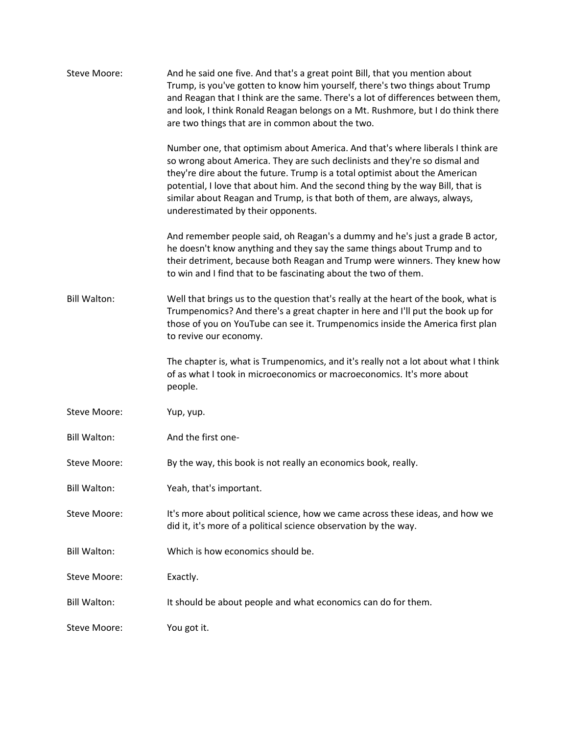**Steve Moore:** And he said one five. And that's a great point Bill, that you mention about Trump, is you've gotten to know him yourself, there's two things about Trump and Reagan that I think are the same. There's a lot of differences between them, and look, I think Ronald Reagan belongs on a Mt. Rushmore, but I do think there are two things that are in common about the two.

Number one, that optimism about America. And that's where liberals I think are so wrong about America. They are such declinists and they're so dismal and they're dire about the future. Trump is a total optimist about the American potential, I love that about him. And the second thing by the way Bill, that is similar about Reagan and Trump, is that both of them, are always, always, underestimated by their opponents.

And remember people said, oh Reagan's a dummy and he's just a grade B actor, he doesn't know anything and they say the same things about Trump and to their detriment, because both Reagan and Trump were winners. They knew how to win and I find that to be fascinating about the two of them.

**Bill Walton:** Well that brings us to the question that's really at the heart of the book, what is Trumpenomics? And there's a great chapter in here and I'll put the book up for those of you on YouTube can see it. Trumpenomics inside the America first plan to revive our economy.

The chapter is, what is Trumpenomics, and it's really not a lot about what I think of as what I took in microeconomics or macroeconomics. It's more about people.

**Steve Moore:** Yup, yup.

**Bill Walton:** And the first one-

**Steve Moore:** By the way, this book is not really an economics book, really.

**Bill Walton:** Yeah, that's important.

**Steve Moore:** It's more about political science, how we came across these ideas, and how we did it, it's more of a political science observation by the way.

**Bill Walton:** Which is how economics should be.

**Steve Moore:** Exactly.

**Bill Walton:** It should be about people and what economics can do for them.

**Steve Moore:** You got it.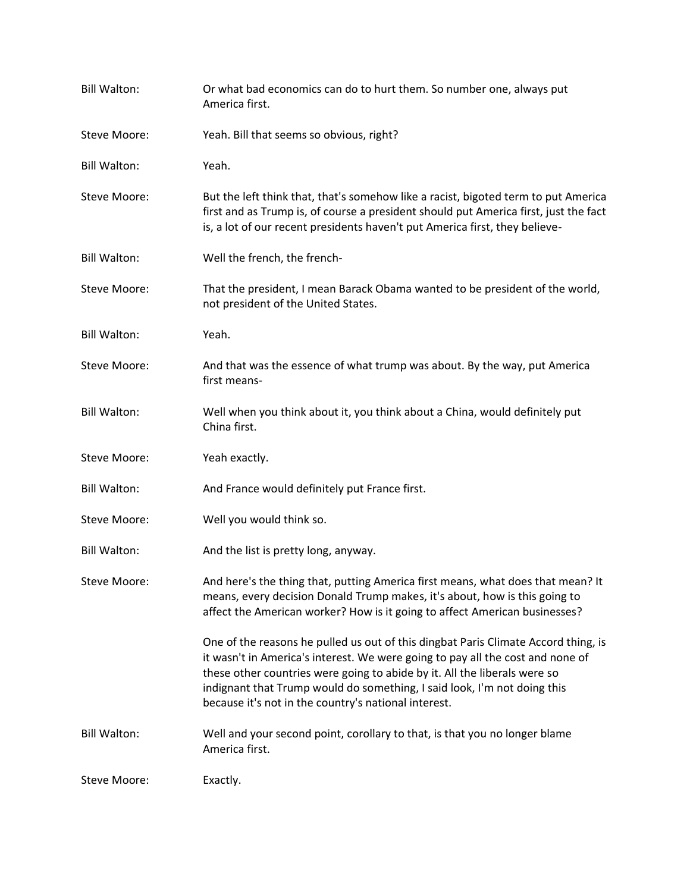Bill Walton: Or what bad economics can do to hurt them. So number one, always put America first.

Steve Moore: Yeah. Bill that seems so obvious, right?

Bill Walton: Yeah.

Steve Moore: But the left think that, that's somehow like a racist, bigoted term to put America first and as Trump is, of course a president should put America first, just the fact is, a lot of our recent presidents haven't put America first, they believe-

Bill Walton: Well the french, the french-

Steve Moore: That the president, I mean Barack Obama wanted to be president of the world, not president of the United States.

Bill Walton: Yeah.

Steve Moore: And that was the essence of what trump was about. By the way, put America first means-

Bill Walton: Well when you think about it, you think about a China, would definitely put China first.

Steve Moore: Yeah exactly.

Bill Walton: And France would definitely put France first.

Steve Moore: Well you would think so.

Bill Walton: And the list is pretty long, anyway.

Steve Moore: And here's the thing that, putting America first means, what does that mean? It means, every decision Donald Trump makes, it's about, how is this going to affect the American worker? How is it going to affect American businesses?

One of the reasons he pulled us out of this dingbat Paris Climate Accord thing, is it wasn't in America's interest. We were going to pay all the cost and none of these other countries were going to abide by it. All the liberals were so indignant that Trump would do something, I said look, I'm not doing this because it's not in the country's national interest.

Bill Walton: Well and your second point, corollary to that, is that you no longer blame America first.

Steve Moore: Exactly.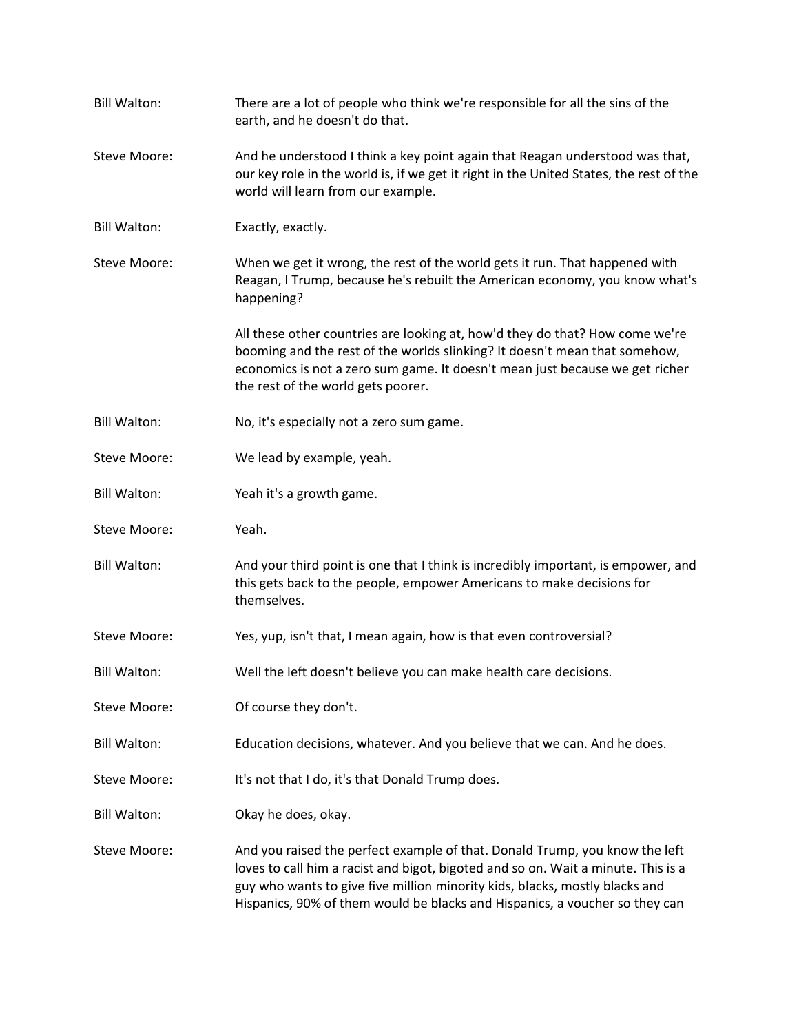**Bill Walton:** There are a lot of people who think we're responsible for all the sins of the earth, and he doesn't do that.

**Steve Moore:** And he understood I think a key point again that Reagan understood was that, our key role in the world is, if we get it right in the United States, the rest of the world will learn from our example.

**Bill Walton:** Exactly, exactly.

**Steve Moore:** When we get it wrong, the rest of the world gets it run. That happened with Reagan, I Trump, because he's rebuilt the American economy, you know what's happening?

All these other countries are looking at, how'd they do that? How come we're booming and the rest of the worlds slinking? It doesn't mean that somehow, economics is not a zero sum game. It doesn't mean just because we get richer the rest of the world gets poorer.

**Bill Walton:** No, it's especially not a zero sum game.

**Steve Moore:** We lead by example, yeah.

**Bill Walton:** Yeah it's a growth game.

**Steve Moore:** Yeah.

**Bill Walton:** And your third point is one that I think is incredibly important, is empower, and this gets back to the people, empower Americans to make decisions for themselves.

**Steve Moore:** Yes, yup, isn't that, I mean again, how is that even controversial?

**Bill Walton:** Well the left doesn't believe you can make health care decisions.

**Steve Moore:** Of course they don't.

**Bill Walton:** Education decisions, whatever. And you believe that we can. And he does.

**Steve Moore:** It's not that I do, it's that Donald Trump does.

**Bill Walton:** Okay he does, okay.

**Steve Moore:** And you raised the perfect example of that. Donald Trump, you know the left loves to call him a racist and bigot, bigoted and so on. Wait a minute. This is a guy who wants to give five million minority kids, blacks, mostly blacks and Hispanics, 90% of them would be blacks and Hispanics, a voucher so they can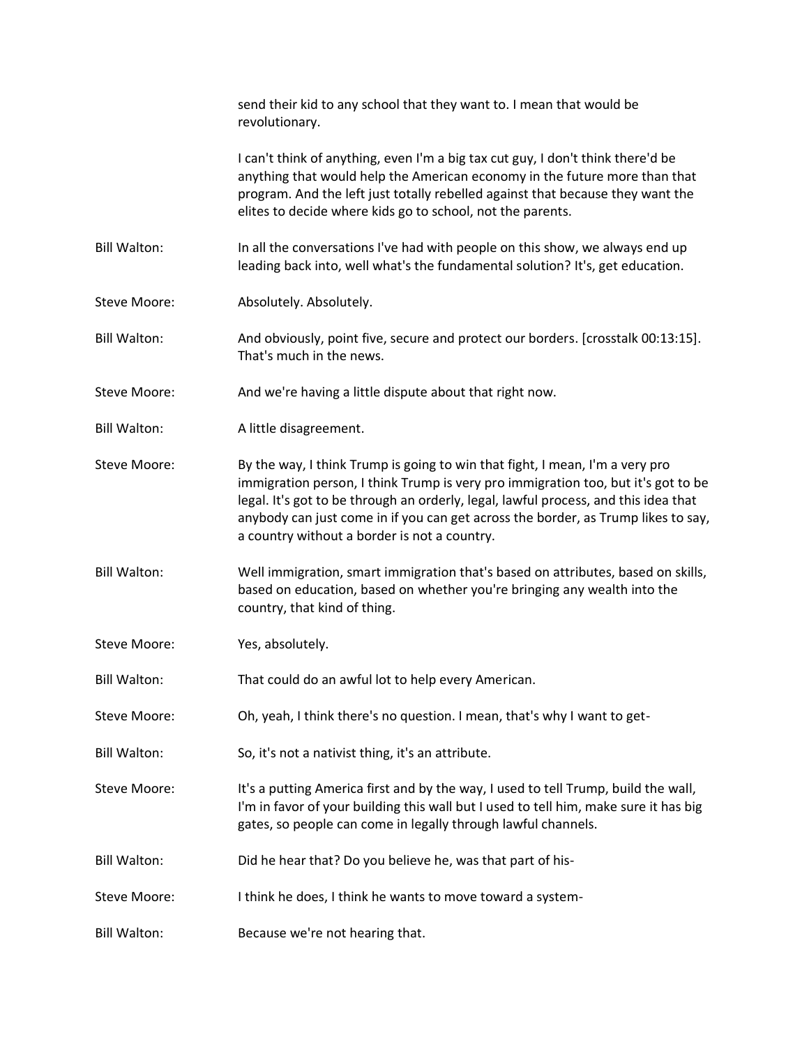send their kid to any school that they want to. I mean that would be revolutionary.

I can't think of anything, even I'm a big tax cut guy, I don't think there'd be anything that would help the American economy in the future more than that program. And the left just totally rebelled against that because they want the elites to decide where kids go to school, not the parents.

**Bill Walton:** In all the conversations I've had with people on this show, we always end up leading back into, well what's the fundamental solution? It's, get education.

**Steve Moore:** Absolutely. Absolutely.

**Bill Walton:** And obviously, point five, secure and protect our borders. [crosstalk 00:13:15]. That's much in the news.

**Steve Moore:** And we're having a little dispute about that right now.

**Bill Walton:** A little disagreement.

**Steve Moore:** By the way, I think Trump is going to win that fight, I mean, I'm a very pro immigration person, I think Trump is very pro immigration too, but it's got to be legal. It's got to be through an orderly, legal, lawful process, and this idea that anybody can just come in if you can get across the border, as Trump likes to say, a country without a border is not a country.

**Bill Walton:** Well immigration, smart immigration that's based on attributes, based on skills, based on education, based on whether you're bringing any wealth into the country, that kind of thing.

**Steve Moore:** Yes, absolutely.

**Bill Walton:** That could do an awful lot to help every American.

**Steve Moore:** Oh, yeah, I think there's no question. I mean, that's why I want to get-

**Bill Walton:** So, it's not a nativist thing, it's an attribute.

**Steve Moore:** It's a putting America first and by the way, I used to tell Trump, build the wall, I'm in favor of your building this wall but I used to tell him, make sure it has big gates, so people can come in legally through lawful channels.

**Bill Walton:** Did he hear that? Do you believe he, was that part of his-

**Steve Moore:** I think he does, I think he wants to move toward a system-

**Bill Walton:** Because we're not hearing that.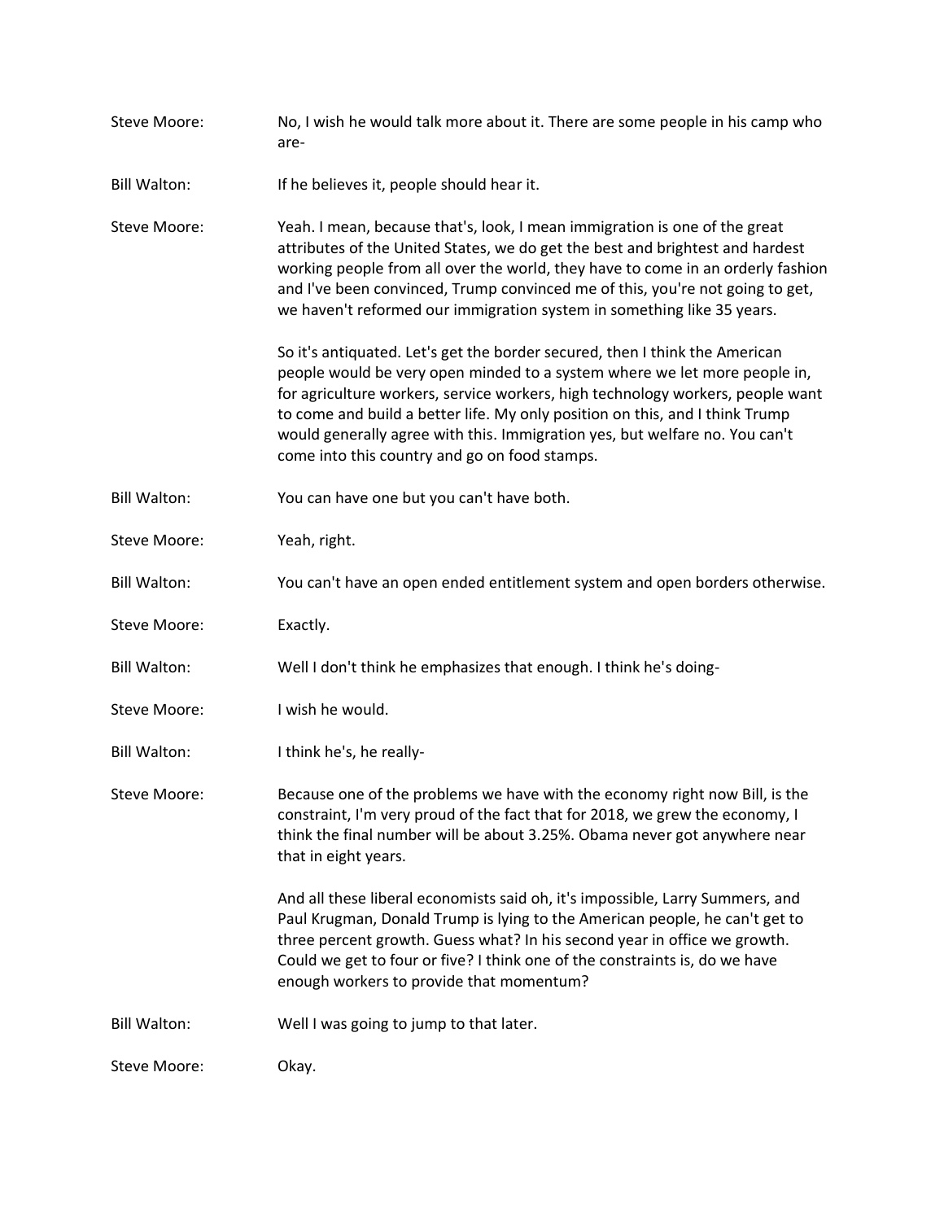Steve Moore: No, I wish he would talk more about it. There are some people in his camp who are-

Bill Walton: If he believes it, people should hear it.

Steve Moore: Yeah. I mean, because that's, look, I mean immigration is one of the great attributes of the United States, we do get the best and brightest and hardest working people from all over the world, they have to come in an orderly fashion and I've been convinced, Trump convinced me of this, you're not going to get, we haven't reformed our immigration system in something like 35 years.

So it's antiquated. Let's get the border secured, then I think the American people would be very open minded to a system where we let more people in, for agriculture workers, service workers, high technology workers, people want to come and build a better life. My only position on this, and I think Trump would generally agree with this. Immigration yes, but welfare no. You can't come into this country and go on food stamps.

Bill Walton: You can have one but you can't have both.

Steve Moore: Yeah, right.

Bill Walton: You can't have an open ended entitlement system and open borders otherwise.

Steve Moore: Exactly.

Bill Walton: Well I don't think he emphasizes that enough. I think he's doing-

Steve Moore: I wish he would.

Bill Walton: I think he's, he really-

Steve Moore: Because one of the problems we have with the economy right now Bill, is the constraint, I'm very proud of the fact that for 2018, we grew the economy, I think the final number will be about 3.25%. Obama never got anywhere near that in eight years.

And all these liberal economists said oh, it's impossible, Larry Summers, and Paul Krugman, Donald Trump is lying to the American people, he can't get to three percent growth. Guess what? In his second year in office we growth. Could we get to four or five? I think one of the constraints is, do we have enough workers to provide that momentum?

Bill Walton: Well I was going to jump to that later.

Steve Moore: Okay.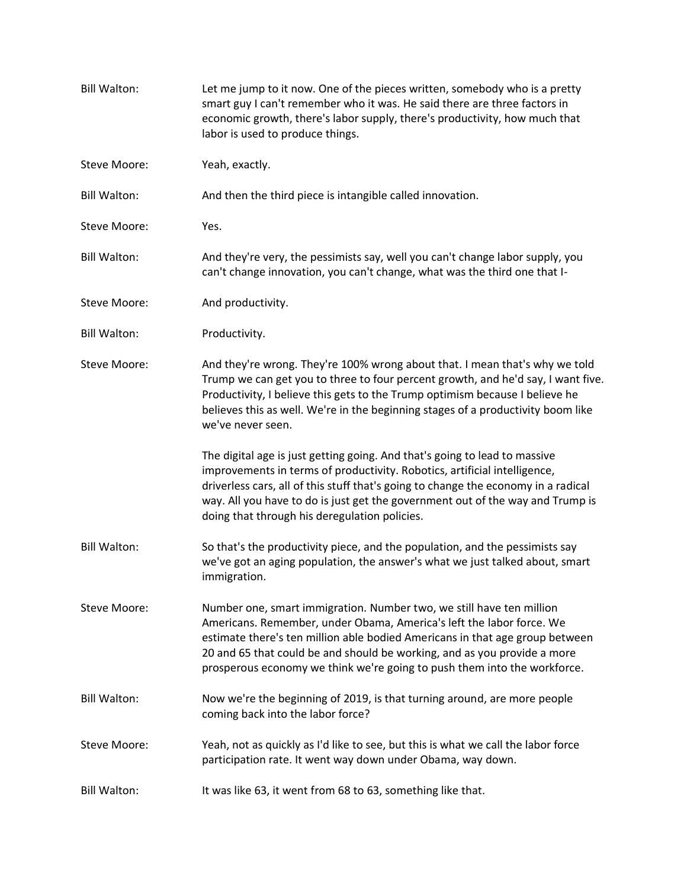Bill Walton: Let me jump to it now. One of the pieces written, somebody who is a pretty smart guy I can't remember who it was. He said there are three factors in economic growth, there's labor supply, there's productivity, how much that labor is used to produce things.

Steve Moore: Yeah, exactly.

Bill Walton: And then the third piece is intangible called innovation.

Steve Moore: Yes.

Bill Walton: And they're very, the pessimists say, well you can't change labor supply, you can't change innovation, you can't change, what was the third one that I-

Steve Moore: And productivity.

Bill Walton: Productivity.

Steve Moore: And they're wrong. They're 100% wrong about that. I mean that's why we told Trump we can get you to three to four percent growth, and he'd say, I want five. Productivity, I believe this gets to the Trump optimism because I believe he believes this as well. We're in the beginning stages of a productivity boom like we've never seen.

The digital age is just getting going. And that's going to lead to massive improvements in terms of productivity. Robotics, artificial intelligence, driverless cars, all of this stuff that's going to change the economy in a radical way. All you have to do is just get the government out of the way and Trump is doing that through his deregulation policies.

Bill Walton: So that's the productivity piece, and the population, and the pessimists say we've got an aging population, the answer's what we just talked about, smart immigration.

Steve Moore: Number one, smart immigration. Number two, we still have ten million Americans. Remember, under Obama, America's left the labor force. We estimate there's ten million able bodied Americans in that age group between 20 and 65 that could be and should be working, and as you provide a more prosperous economy we think we're going to push them into the workforce.

Bill Walton: Now we're the beginning of 2019, is that turning around, are more people coming back into the labor force?

Steve Moore: Yeah, not as quickly as I'd like to see, but this is what we call the labor force participation rate. It went way down under Obama, way down.

Bill Walton: It was like 63, it went from 68 to 63, something like that.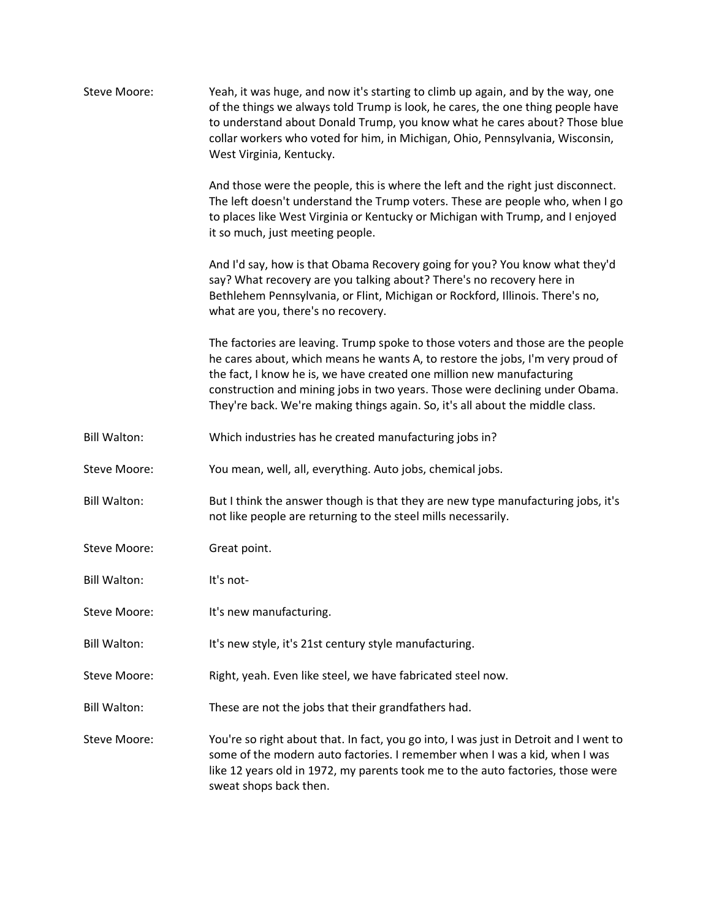**Steve Moore:** Yeah, it was huge, and now it's starting to climb up again, and by the way, one of the things we always told Trump is look, he cares, the one thing people have to understand about Donald Trump, you know what he cares about? Those blue collar workers who voted for him, in Michigan, Ohio, Pennsylvania, Wisconsin, West Virginia, Kentucky.

And those were the people, this is where the left and the right just disconnect. The left doesn't understand the Trump voters. These are people who, when I go to places like West Virginia or Kentucky or Michigan with Trump, and I enjoyed it so much, just meeting people.

And I'd say, how is that Obama Recovery going for you? You know what they'd say? What recovery are you talking about? There's no recovery here in Bethlehem Pennsylvania, or Flint, Michigan or Rockford, Illinois. There's no, what are you, there's no recovery.

The factories are leaving. Trump spoke to those voters and those are the people he cares about, which means he wants A, to restore the jobs, I'm very proud of the fact, I know he is, we have created one million new manufacturing construction and mining jobs in two years. Those were declining under Obama. They're back. We're making things again. So, it's all about the middle class.

**Bill Walton:** Which industries has he created manufacturing jobs in?

**Steve Moore:** You mean, well, all, everything. Auto jobs, chemical jobs.

**Bill Walton:** But I think the answer though is that they are new type manufacturing jobs, it's not like people are returning to the steel mills necessarily.

**Steve Moore:** Great point.

**Bill Walton:** It's not-

**Steve Moore:** It's new manufacturing.

**Bill Walton:** It's new style, it's 21st century style manufacturing.

**Steve Moore:** Right, yeah. Even like steel, we have fabricated steel now.

**Bill Walton:** These are not the jobs that their grandfathers had.

**Steve Moore:** You're so right about that. In fact, you go into, I was just in Detroit and I went to some of the modern auto factories. I remember when I was a kid, when I was like 12 years old in 1972, my parents took me to the auto factories, those were sweat shops back then.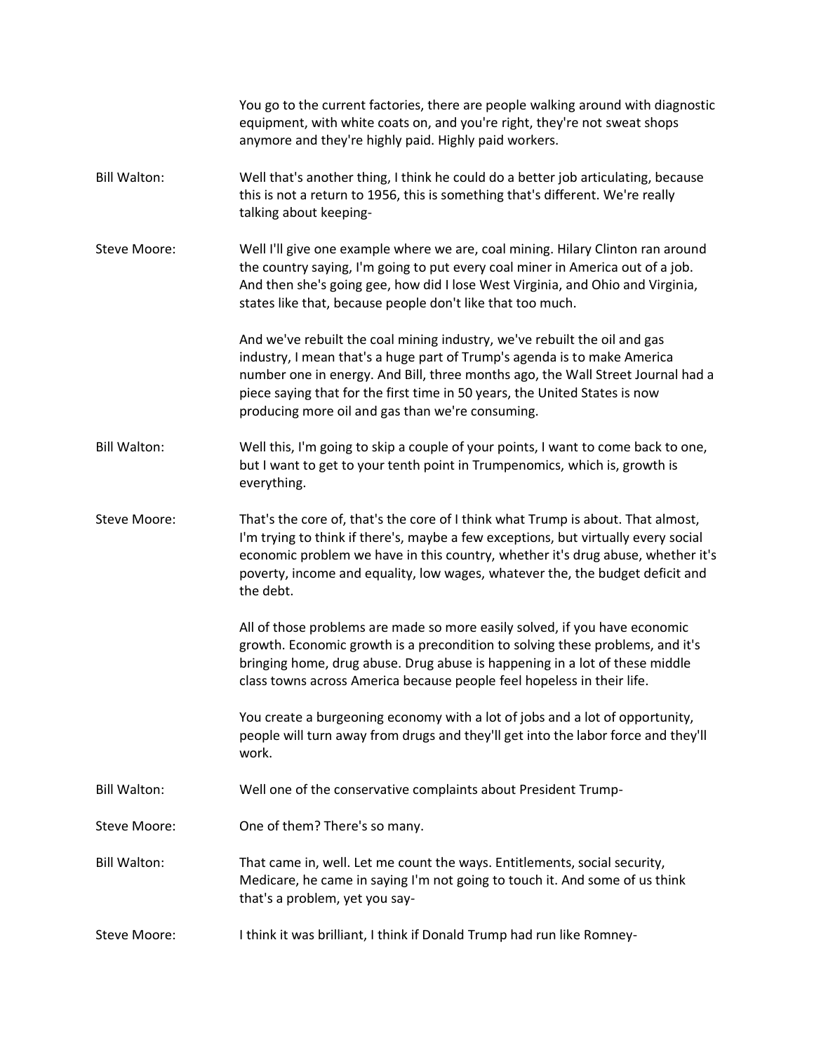You go to the current factories, there are people walking around with diagnostic equipment, with white coats on, and you're right, they're not sweat shops anymore and they're highly paid. Highly paid workers.

Bill Walton: Well that's another thing, I think he could do a better job articulating, because this is not a return to 1956, this is something that's different. We're really talking about keeping-

Steve Moore: Well I'll give one example where we are, coal mining. Hilary Clinton ran around the country saying, I'm going to put every coal miner in America out of a job. And then she's going gee, how did I lose West Virginia, and Ohio and Virginia, states like that, because people don't like that too much.

And we've rebuilt the coal mining industry, we've rebuilt the oil and gas industry, I mean that's a huge part of Trump's agenda is to make America number one in energy. And Bill, three months ago, the Wall Street Journal had a piece saying that for the first time in 50 years, the United States is now producing more oil and gas than we're consuming.

Bill Walton: Well this, I'm going to skip a couple of your points, I want to come back to one, but I want to get to your tenth point in Trumpenomics, which is, growth is everything.

Steve Moore: That's the core of, that's the core of I think what Trump is about. That almost, I'm trying to think if there's, maybe a few exceptions, but virtually every social economic problem we have in this country, whether it's drug abuse, whether it's poverty, income and equality, low wages, whatever the, the budget deficit and the debt.

All of those problems are made so more easily solved, if you have economic growth. Economic growth is a precondition to solving these problems, and it's bringing home, drug abuse. Drug abuse is happening in a lot of these middle class towns across America because people feel hopeless in their life.

You create a burgeoning economy with a lot of jobs and a lot of opportunity, people will turn away from drugs and they'll get into the labor force and they'll work.

Bill Walton: Well one of the conservative complaints about President Trump-

Steve Moore: One of them? There's so many.

Bill Walton: That came in, well. Let me count the ways. Entitlements, social security, Medicare, he came in saying I'm not going to touch it. And some of us think that's a problem, yet you say-

Steve Moore: I think it was brilliant, I think if Donald Trump had run like Romney-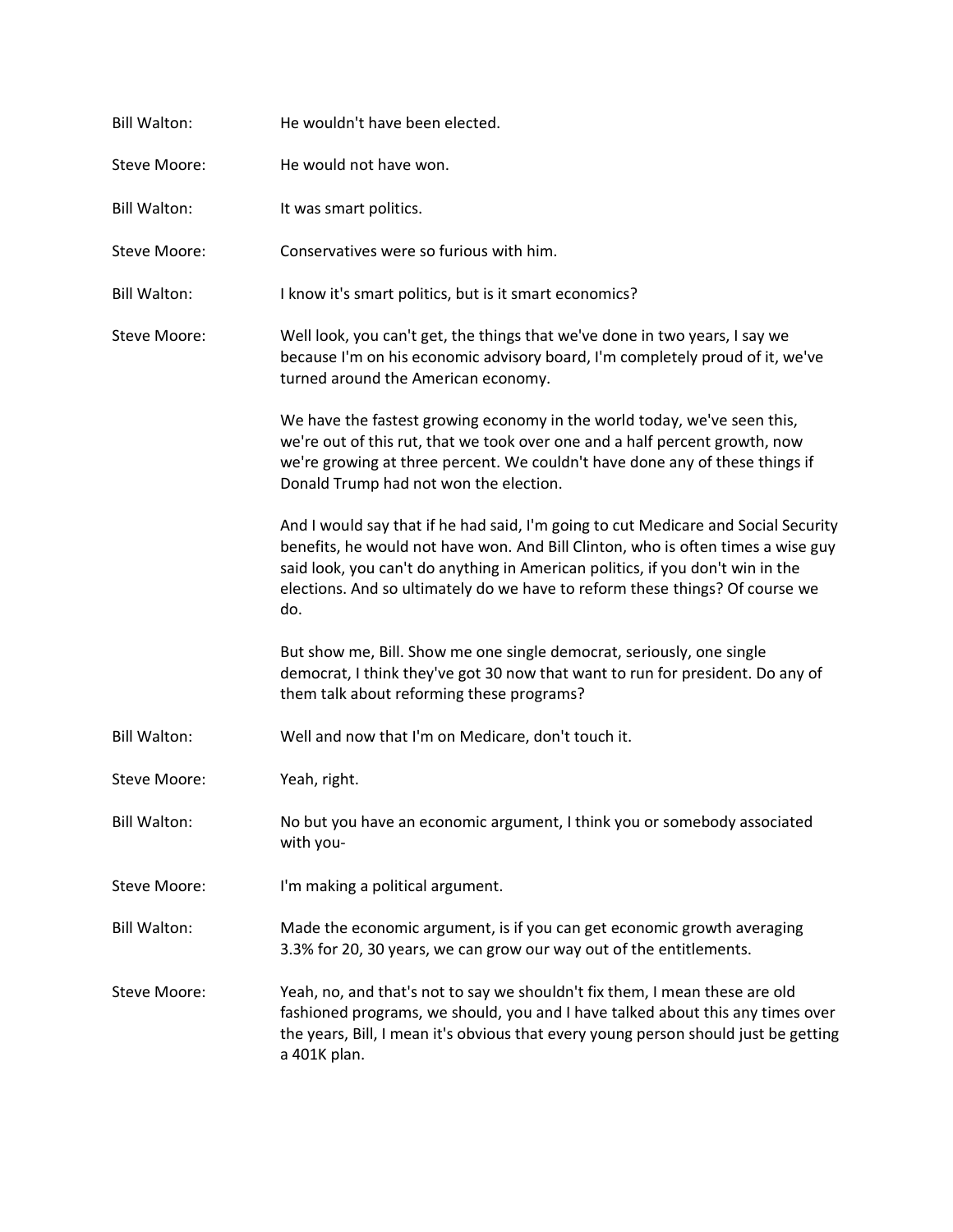Bill Walton: He wouldn't have been elected.

Steve Moore: He would not have won.

Bill Walton: It was smart politics.

Steve Moore: Conservatives were so furious with him.

Bill Walton: I know it's smart politics, but is it smart economics?

Steve Moore: Well look, you can't get, the things that we've done in two years, I say we because I'm on his economic advisory board, I'm completely proud of it, we've turned around the American economy.

We have the fastest growing economy in the world today, we've seen this, we're out of this rut, that we took over one and a half percent growth, now we're growing at three percent. We couldn't have done any of these things if Donald Trump had not won the election.

And I would say that if he had said, I'm going to cut Medicare and Social Security benefits, he would not have won. And Bill Clinton, who is often times a wise guy said look, you can't do anything in American politics, if you don't win in the elections. And so ultimately do we have to reform these things? Of course we do.

But show me, Bill. Show me one single democrat, seriously, one single democrat, I think they've got 30 now that want to run for president. Do any of them talk about reforming these programs?

Bill Walton: Well and now that I'm on Medicare, don't touch it.

Steve Moore: Yeah, right.

Bill Walton: No but you have an economic argument, I think you or somebody associated with you-

Steve Moore: I'm making a political argument.

Bill Walton: Made the economic argument, is if you can get economic growth averaging 3.3% for 20, 30 years, we can grow our way out of the entitlements.

Steve Moore: Yeah, no, and that's not to say we shouldn't fix them, I mean these are old fashioned programs, we should, you and I have talked about this any times over the years, Bill, I mean it's obvious that every young person should just be getting a 401K plan.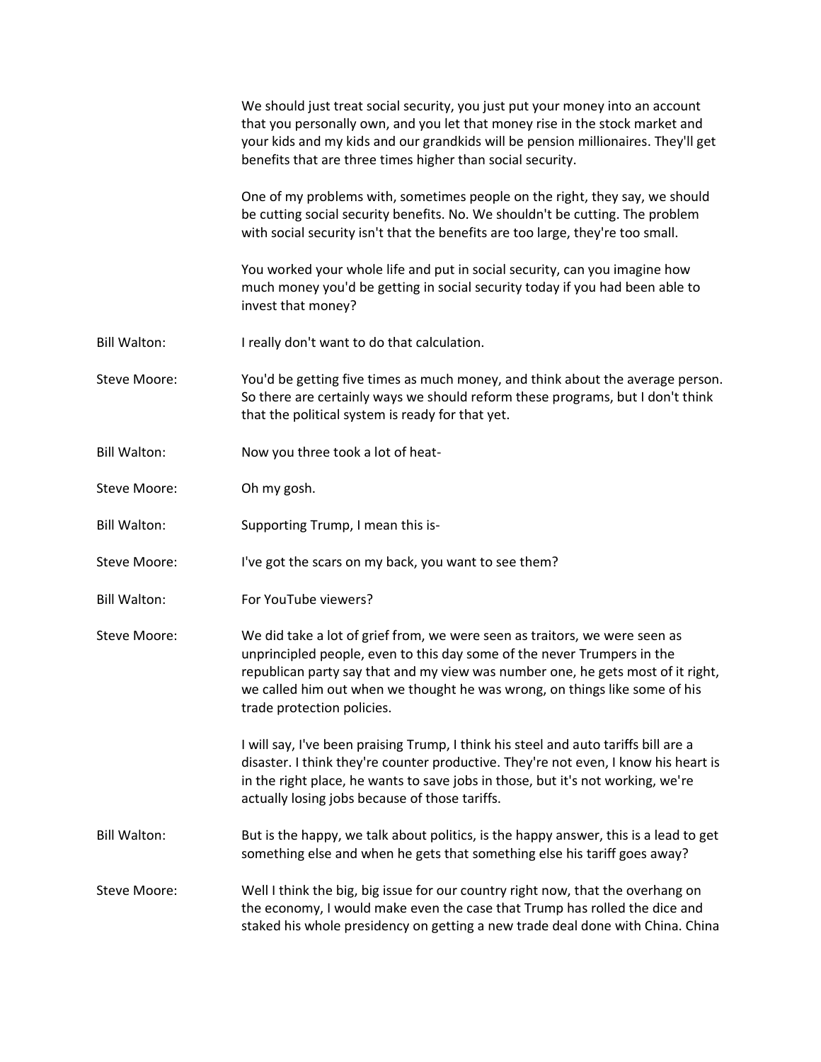We should just treat social security, you just put your money into an account that you personally own, and you let that money rise in the stock market and your kids and my kids and our grandkids will be pension millionaires. They'll get benefits that are three times higher than social security.

One of my problems with, sometimes people on the right, they say, we should be cutting social security benefits. No. We shouldn't be cutting. The problem with social security isn't that the benefits are too large, they're too small.

You worked your whole life and put in social security, can you imagine how much money you'd be getting in social security today if you had been able to invest that money?

**Bill Walton:** I really don't want to do that calculation.

**Steve Moore:** You'd be getting five times as much money, and think about the average person. So there are certainly ways we should reform these programs, but I don't think that the political system is ready for that yet.

**Bill Walton:** Now you three took a lot of heat-

**Steve Moore:** Oh my gosh.

**Bill Walton:** Supporting Trump, I mean this is-

**Steve Moore:** I've got the scars on my back, you want to see them?

**Bill Walton:** For YouTube viewers?

**Steve Moore:** We did take a lot of grief from, we were seen as traitors, we were seen as unprincipled people, even to this day some of the never Trumpers in the republican party say that and my view was number one, he gets most of it right, we called him out when we thought he was wrong, on things like some of his trade protection policies.

I will say, I've been praising Trump, I think his steel and auto tariffs bill are a disaster. I think they're counter productive. They're not even, I know his heart is in the right place, he wants to save jobs in those, but it's not working, we're actually losing jobs because of those tariffs.

**Bill Walton:** But is the happy, we talk about politics, is the happy answer, this is a lead to get something else and when he gets that something else his tariff goes away?

**Steve Moore:** Well I think the big, big issue for our country right now, that the overhang on the economy, I would make even the case that Trump has rolled the dice and staked his whole presidency on getting a new trade deal done with China. China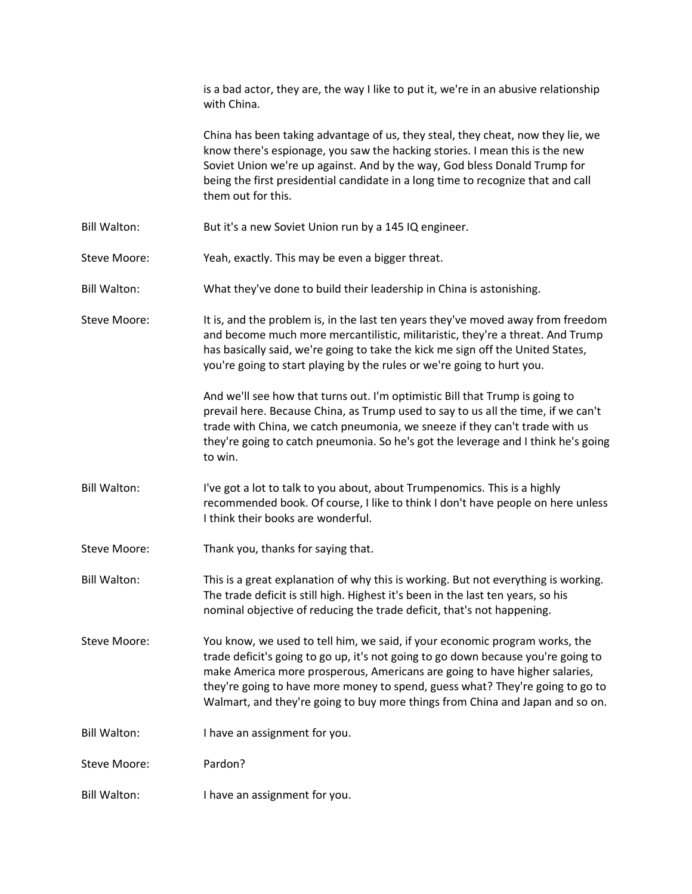is a bad actor, they are, the way I like to put it, we're in an abusive relationship with China.

China has been taking advantage of us, they steal, they cheat, now they lie, we know there's espionage, you saw the hacking stories. I mean this is the new Soviet Union we're up against. And by the way, God bless Donald Trump for being the first presidential candidate in a long time to recognize that and call them out for this.

Bill Walton: But it's a new Soviet Union run by a 145 IQ engineer.

Steve Moore: Yeah, exactly. This may be even a bigger threat.

Bill Walton: What they've done to build their leadership in China is astonishing.

Steve Moore: It is, and the problem is, in the last ten years they've moved away from freedom and become much more mercantilistic, militaristic, they're a threat. And Trump has basically said, we're going to take the kick me sign off the United States, you're going to start playing by the rules or we're going to hurt you.

And we'll see how that turns out. I'm optimistic Bill that Trump is going to prevail here. Because China, as Trump used to say to us all the time, if we can't trade with China, we catch pneumonia, we sneeze if they can't trade with us they're going to catch pneumonia. So he's got the leverage and I think he's going to win.

Bill Walton: I've got a lot to talk to you about, about Trumpenomics. This is a highly recommended book. Of course, I like to think I don't have people on here unless I think their books are wonderful.

Steve Moore: Thank you, thanks for saying that.

Bill Walton: This is a great explanation of why this is working. But not everything is working. The trade deficit is still high. Highest it's been in the last ten years, so his nominal objective of reducing the trade deficit, that's not happening.

Steve Moore: You know, we used to tell him, we said, if your economic program works, the trade deficit's going to go up, it's not going to go down because you're going to make America more prosperous, Americans are going to have higher salaries, they're going to have more money to spend, guess what? They're going to go to Walmart, and they're going to buy more things from China and Japan and so on.

Bill Walton: I have an assignment for you.

Steve Moore: Pardon?

Bill Walton: I have an assignment for you.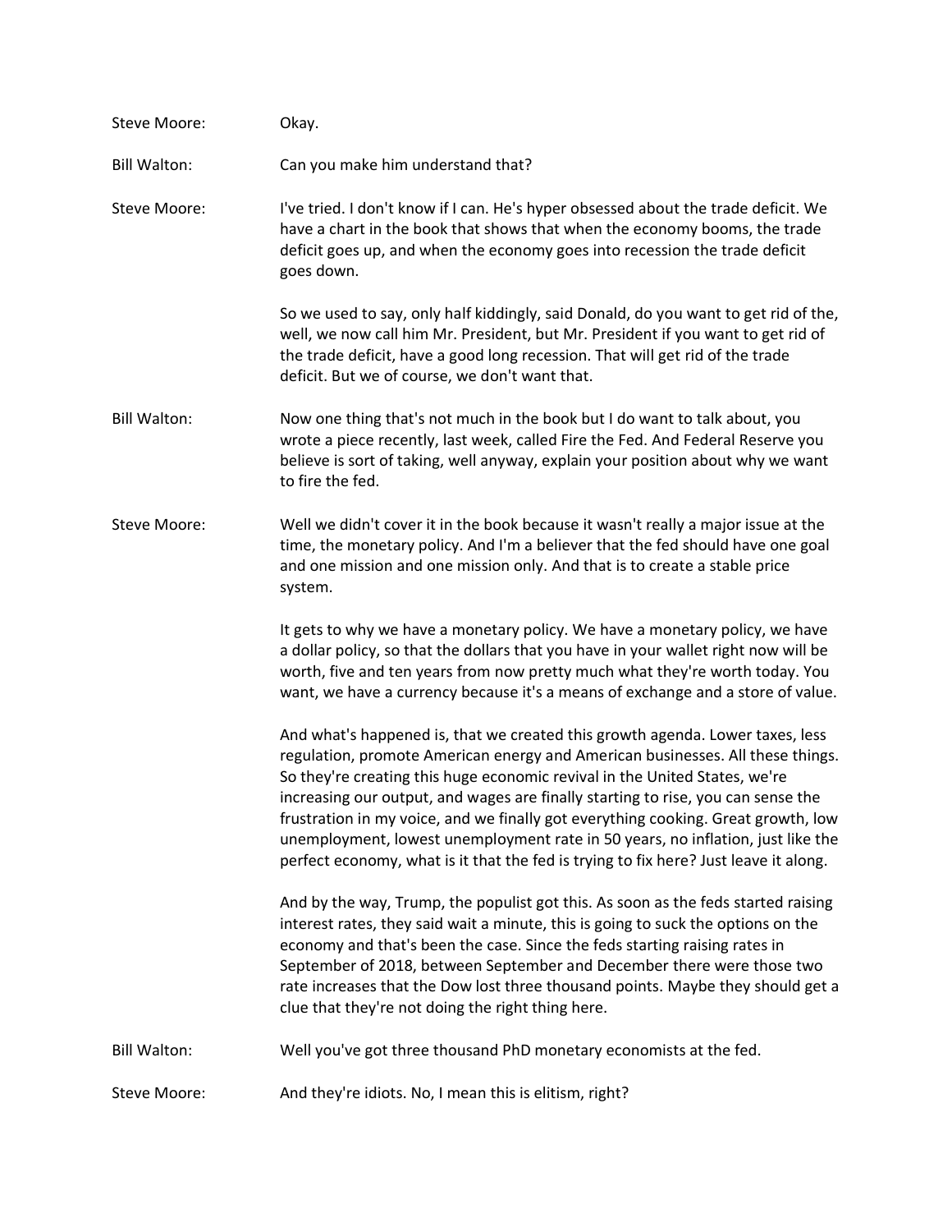Steve Moore: Okay.

Bill Walton: Can you make him understand that?

Steve Moore: I've tried. I don't know if I can. He's hyper obsessed about the trade deficit. We have a chart in the book that shows that when the economy booms, the trade deficit goes up, and when the economy goes into recession the trade deficit goes down.

So we used to say, only half kiddingly, said Donald, do you want to get rid of the, well, we now call him Mr. President, but Mr. President if you want to get rid of the trade deficit, have a good long recession. That will get rid of the trade deficit. But we of course, we don't want that.

Bill Walton: Now one thing that's not much in the book but I do want to talk about, you wrote a piece recently, last week, called Fire the Fed. And Federal Reserve you believe is sort of taking, well anyway, explain your position about why we want to fire the fed.

Steve Moore: Well we didn't cover it in the book because it wasn't really a major issue at the time, the monetary policy. And I'm a believer that the fed should have one goal and one mission and one mission only. And that is to create a stable price system.

It gets to why we have a monetary policy. We have a monetary policy, we have a dollar policy, so that the dollars that you have in your wallet right now will be worth, five and ten years from now pretty much what they're worth today. You want, we have a currency because it's a means of exchange and a store of value.

And what's happened is, that we created this growth agenda. Lower taxes, less regulation, promote American energy and American businesses. All these things. So they're creating this huge economic revival in the United States, we're increasing our output, and wages are finally starting to rise, you can sense the frustration in my voice, and we finally got everything cooking. Great growth, low unemployment, lowest unemployment rate in 50 years, no inflation, just like the perfect economy, what is it that the fed is trying to fix here? Just leave it along.

And by the way, Trump, the populist got this. As soon as the feds started raising interest rates, they said wait a minute, this is going to suck the options on the economy and that's been the case. Since the feds starting raising rates in September of 2018, between September and December there were those two rate increases that the Dow lost three thousand points. Maybe they should get a clue that they're not doing the right thing here.

Bill Walton: Well you've got three thousand PhD monetary economists at the fed.

Steve Moore: And they're idiots. No, I mean this is elitism, right?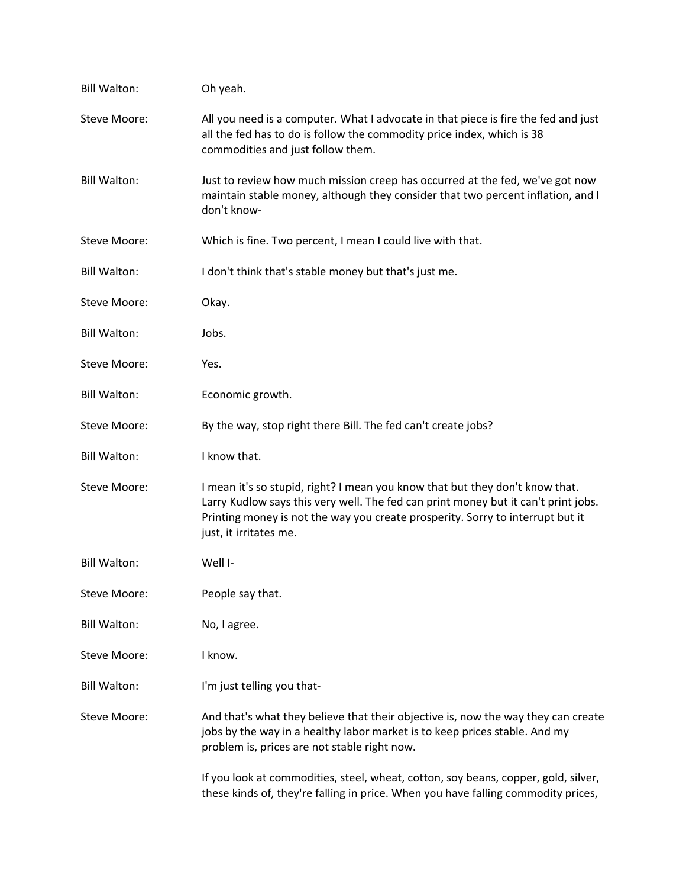**Bill Walton:** Oh yeah.

**Steve Moore:** All you need is a computer. What I advocate in that piece is fire the fed and just all the fed has to do is follow the commodity price index, which is 38 commodities and just follow them.

**Bill Walton:** Just to review how much mission creep has occurred at the fed, we've got now maintain stable money, although they consider that two percent inflation, and I don't know-

**Steve Moore:** Which is fine. Two percent, I mean I could live with that.

**Bill Walton:** I don't think that's stable money but that's just me.

**Steve Moore:** Okay.

**Bill Walton:** Jobs.

**Steve Moore:** Yes.

**Bill Walton:** Economic growth.

**Steve Moore:** By the way, stop right there Bill. The fed can't create jobs?

**Bill Walton:** I know that.

**Steve Moore:** I mean it's so stupid, right? I mean you know that but they don't know that. Larry Kudlow says this very well. The fed can print money but it can't print jobs. Printing money is not the way you create prosperity. Sorry to interrupt but it just, it irritates me.

**Bill Walton:** Well I-

**Steve Moore:** People say that.

**Bill Walton:** No, I agree.

**Steve Moore:** I know.

**Bill Walton:** I'm just telling you that-

**Steve Moore:** And that's what they believe that their objective is, now the way they can create jobs by the way in a healthy labor market is to keep prices stable. And my problem is, prices are not stable right now.

If you look at commodities, steel, wheat, cotton, soy beans, copper, gold, silver, these kinds of, they're falling in price. When you have falling commodity prices,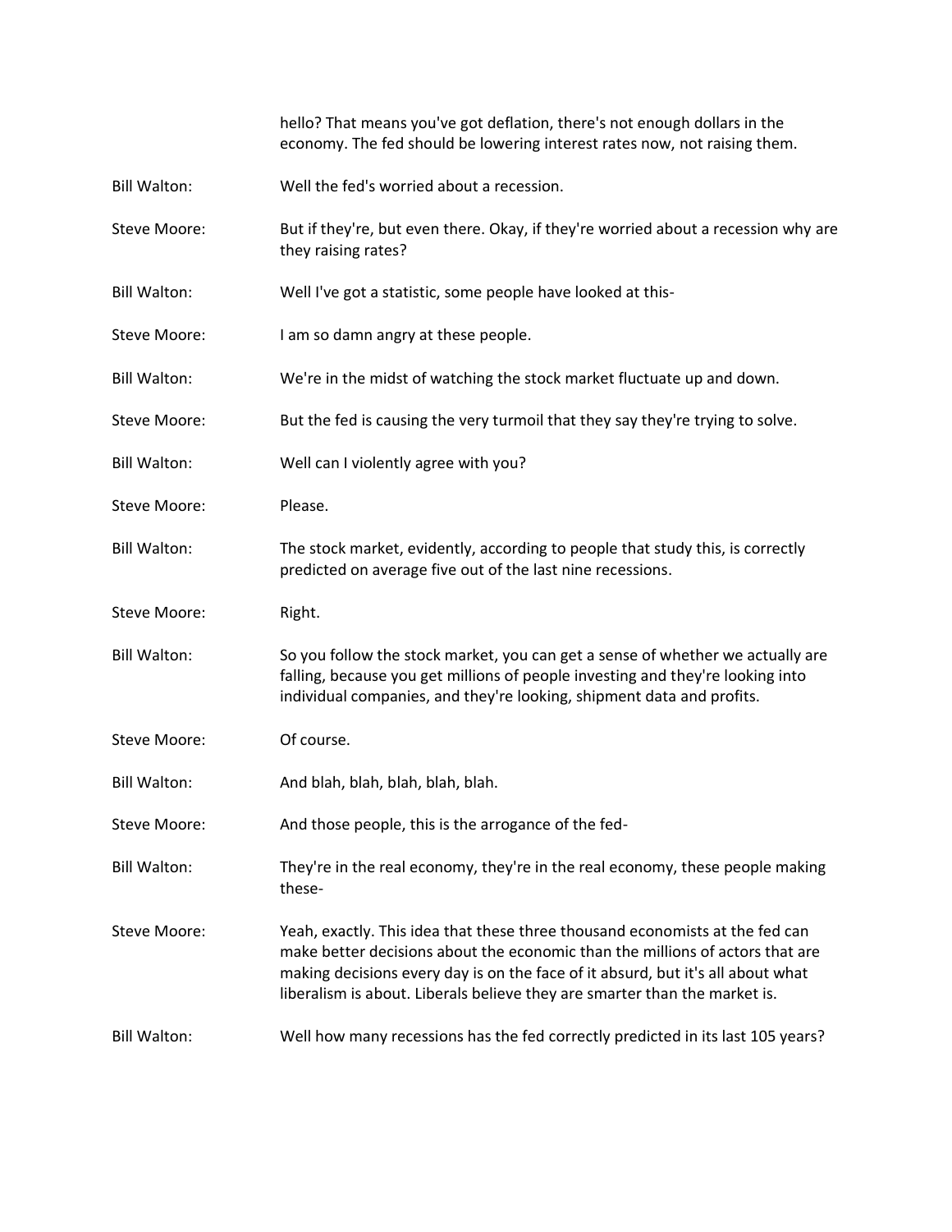hello? That means you've got deflation, there's not enough dollars in the economy. The fed should be lowering interest rates now, not raising them.

Bill Walton: Well the fed's worried about a recession.

Steve Moore: But if they're, but even there. Okay, if they're worried about a recession why are they raising rates?

Bill Walton: Well I've got a statistic, some people have looked at this-

Steve Moore: I am so damn angry at these people.

Bill Walton: We're in the midst of watching the stock market fluctuate up and down.

Steve Moore: But the fed is causing the very turmoil that they say they're trying to solve.

Bill Walton: Well can I violently agree with you?

Steve Moore: Please.

Bill Walton: The stock market, evidently, according to people that study this, is correctly predicted on average five out of the last nine recessions.

Steve Moore: Right.

Bill Walton: So you follow the stock market, you can get a sense of whether we actually are falling, because you get millions of people investing and they're looking into individual companies, and they're looking, shipment data and profits.

Steve Moore: Of course.

Bill Walton: And blah, blah, blah, blah, blah.

Steve Moore: And those people, this is the arrogance of the fed-

Bill Walton: They're in the real economy, they're in the real economy, these people making these-

Steve Moore: Yeah, exactly. This idea that these three thousand economists at the fed can make better decisions about the economic than the millions of actors that are making decisions every day is on the face of it absurd, but it's all about what liberalism is about. Liberals believe they are smarter than the market is.

Bill Walton: Well how many recessions has the fed correctly predicted in its last 105 years?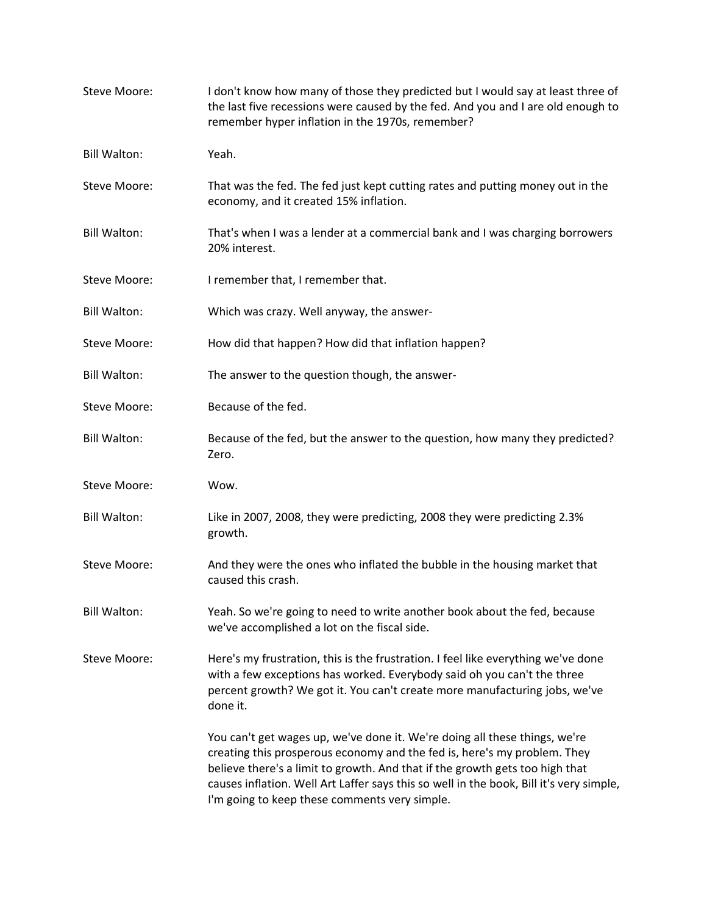Steve Moore: I don't know how many of those they predicted but I would say at least three of the last five recessions were caused by the fed. And you and I are old enough to remember hyper inflation in the 1970s, remember?

Bill Walton: Yeah.

Steve Moore: That was the fed. The fed just kept cutting rates and putting money out in the economy, and it created 15% inflation.

Bill Walton: That's when I was a lender at a commercial bank and I was charging borrowers 20% interest.

Steve Moore: I remember that, I remember that.

Bill Walton: Which was crazy. Well anyway, the answer-

Steve Moore: How did that happen? How did that inflation happen?

Bill Walton: The answer to the question though, the answer-

Steve Moore: Because of the fed.

Bill Walton: Because of the fed, but the answer to the question, how many they predicted? Zero.

Steve Moore: Wow.

Bill Walton: Like in 2007, 2008, they were predicting, 2008 they were predicting 2.3% growth.

Steve Moore: And they were the ones who inflated the bubble in the housing market that caused this crash.

Bill Walton: Yeah. So we're going to need to write another book about the fed, because we've accomplished a lot on the fiscal side.

Steve Moore: Here's my frustration, this is the frustration. I feel like everything we've done with a few exceptions has worked. Everybody said oh you can't the three percent growth? We got it. You can't create more manufacturing jobs, we've done it.

You can't get wages up, we've done it. We're doing all these things, we're creating this prosperous economy and the fed is, here's my problem. They believe there's a limit to growth. And that if the growth gets too high that causes inflation. Well Art Laffer says this so well in the book, Bill it's very simple, I'm going to keep these comments very simple.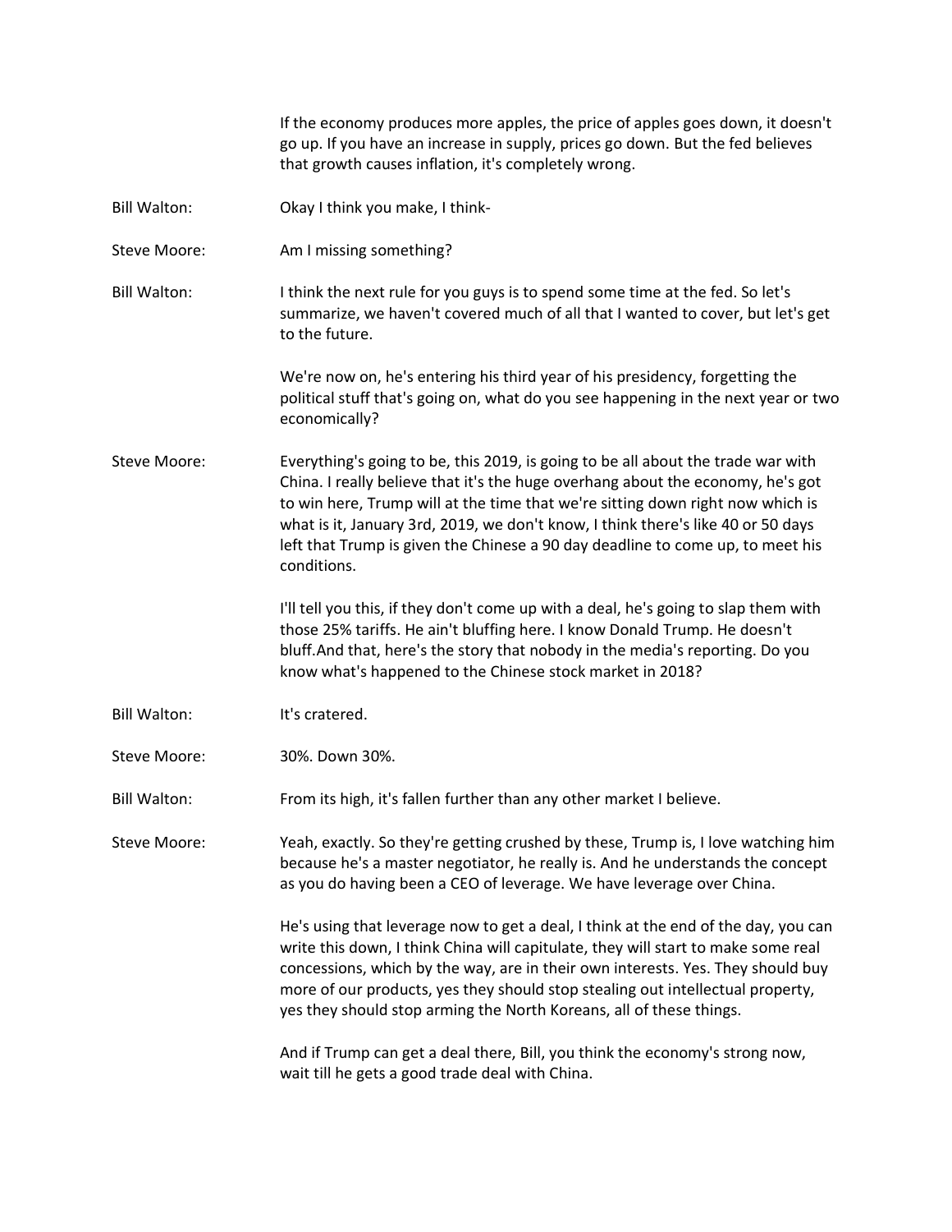If the economy produces more apples, the price of apples goes down, it doesn't go up. If you have an increase in supply, prices go down. But the fed believes that growth causes inflation, it's completely wrong.

**Bill Walton:** Okay I think you make, I think-

**Steve Moore:** Am I missing something?

**Bill Walton:** I think the next rule for you guys is to spend some time at the fed. So let's summarize, we haven't covered much of all that I wanted to cover, but let's get to the future.

We're now on, he's entering his third year of his presidency, forgetting the political stuff that's going on, what do you see happening in the next year or two economically?

**Steve Moore:** Everything's going to be, this 2019, is going to be all about the trade war with China. I really believe that it's the huge overhang about the economy, he's got to win here, Trump will at the time that we're sitting down right now which is what is it, January 3rd, 2019, we don't know, I think there's like 40 or 50 days left that Trump is given the Chinese a 90 day deadline to come up, to meet his conditions.

I'll tell you this, if they don't come up with a deal, he's going to slap them with those 25% tariffs. He ain't bluffing here. I know Donald Trump. He doesn't bluff.And that, here's the story that nobody in the media's reporting. Do you know what's happened to the Chinese stock market in 2018?

**Bill Walton:** It's cratered.

**Steve Moore:** 30%. Down 30%.

**Bill Walton:** From its high, it's fallen further than any other market I believe.

**Steve Moore:** Yeah, exactly. So they're getting crushed by these, Trump is, I love watching him because he's a master negotiator, he really is. And he understands the concept as you do having been a CEO of leverage. We have leverage over China.

He's using that leverage now to get a deal, I think at the end of the day, you can write this down, I think China will capitulate, they will start to make some real concessions, which by the way, are in their own interests. Yes. They should buy more of our products, yes they should stop stealing out intellectual property, yes they should stop arming the North Koreans, all of these things.

And if Trump can get a deal there, Bill, you think the economy's strong now, wait till he gets a good trade deal with China.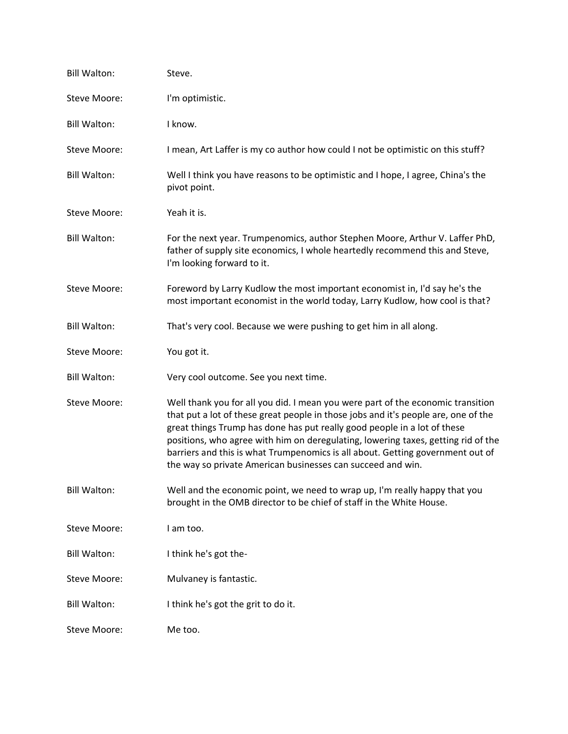Bill Walton: Steve.

Steve Moore: I'm optimistic.

Bill Walton: I know.

Steve Moore: I mean, Art Laffer is my co author how could I not be optimistic on this stuff?

Bill Walton: Well I think you have reasons to be optimistic and I hope, I agree, China's the pivot point.

Steve Moore: Yeah it is.

Bill Walton: For the next year. Trumpenomics, author Stephen Moore, Arthur V. Laffer PhD, father of supply site economics, I whole heartedly recommend this and Steve, I'm looking forward to it.

Steve Moore: Foreword by Larry Kudlow the most important economist in, I'd say he's the most important economist in the world today, Larry Kudlow, how cool is that?

Bill Walton: That's very cool. Because we were pushing to get him in all along.

Steve Moore: You got it.

Bill Walton: Very cool outcome. See you next time.

Steve Moore: Well thank you for all you did. I mean you were part of the economic transition that put a lot of these great people in those jobs and it's people are, one of the great things Trump has done has put really good people in a lot of these positions, who agree with him on deregulating, lowering taxes, getting rid of the barriers and this is what Trumpenomics is all about. Getting government out of the way so private American businesses can succeed and win.

Bill Walton: Well and the economic point, we need to wrap up, I'm really happy that you brought in the OMB director to be chief of staff in the White House.

Steve Moore: I am too.

Bill Walton: I think he's got the-

Steve Moore: Mulvaney is fantastic.

Bill Walton: I think he's got the grit to do it.

Steve Moore: Me too.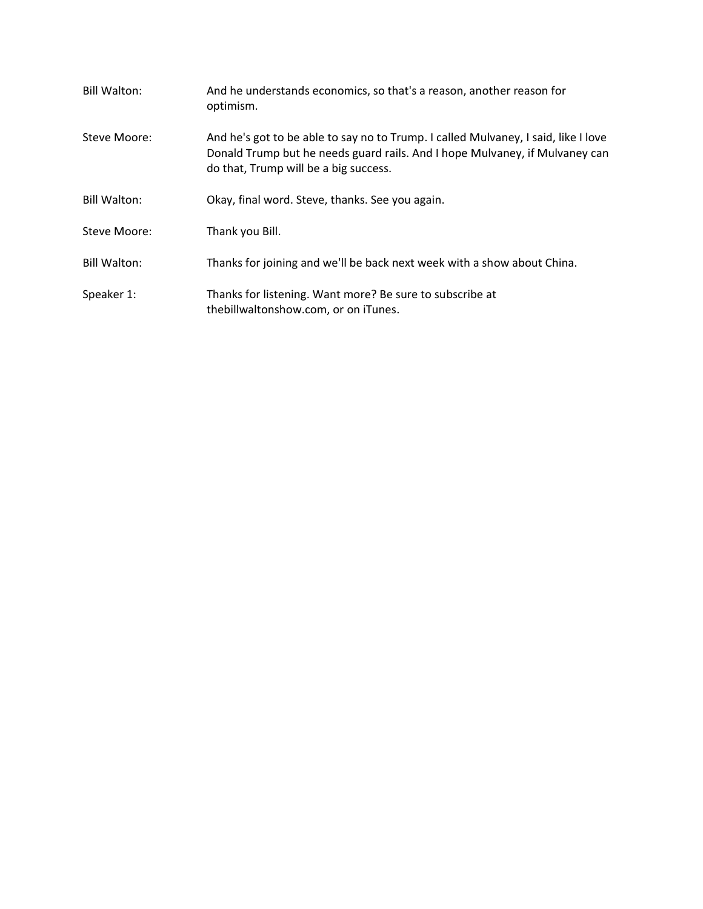Bill Walton: And he understands economics, so that's a reason, another reason for optimism.

Steve Moore: And he's got to be able to say no to Trump. I called Mulvaney, I said, like I love Donald Trump but he needs guard rails. And I hope Mulvaney, if Mulvaney can do that, Trump will be a big success.

Bill Walton: Okay, final word. Steve, thanks. See you again.

Steve Moore: Thank you Bill.

Bill Walton: Thanks for joining and we'll be back next week with a show about China.

Speaker 1: Thanks for listening. Want more? Be sure to subscribe at thebillwaltonshow.com, or on iTunes.